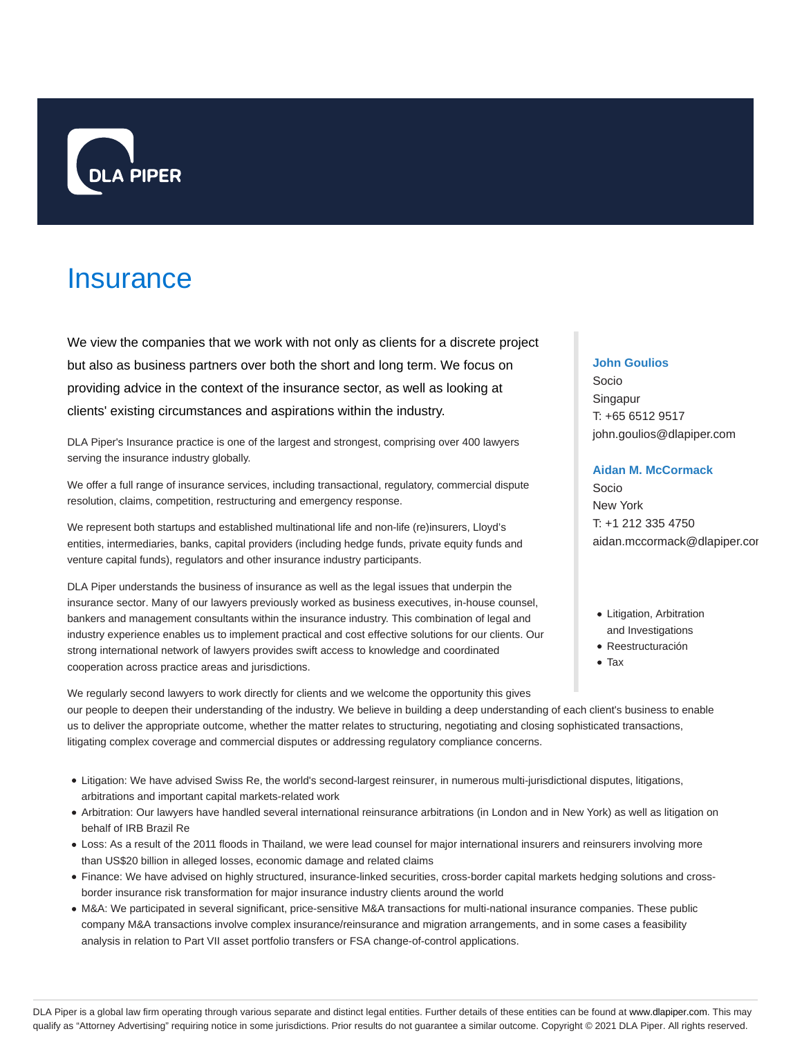# Insurance

We view the companies that we work with not only as clients for a discrete project but also as business partners over both the short and long term. We focus on providing advice in the context of the insurance sector, as well as looking at clients' existing circumstances and aspirations within the industry.

DLA Piper's Insurance practice is one of the largest and strongest, comprising over 400 lawyers serving the insurance industry globally.

We offer a full range of insurance services, including transactional, regulatory, commercial dispute resolution, claims, competition, restructuring and emergency response.

We represent both startups and established multinational life and non-life (re)insurers, Lloyd's entities, intermediaries, banks, capital providers (including hedge funds, private equity funds and venture capital funds), regulators and other insurance industry participants.

DLA Piper understands the business of insurance as well as the legal issues that underpin the insurance sector. Many of our lawyers previously worked as business executives, in-house counsel, bankers and management consultants within the insurance industry. This combination of legal and industry experience enables us to implement practical and cost effective solutions for our clients. Our strong international network of lawyers provides swift access to knowledge and coordinated cooperation across practice areas and jurisdictions.

We regularly second lawyers to work directly for clients and we welcome the opportunity this gives our people to deepen their understanding of the industry. We believe in building a deep understanding of each client's business to enable us to deliver the appropriate outcome, whether the matter relates to structuring, negotiating and closing sophisticated transactions, litigating complex coverage and commercial disputes or addressing regulatory compliance concerns.

**John Goulios**
Socio
Singapur
T: +65 6512 9517
john.goulios@dlapiper.com

**Aidan M. McCormack**
Socio
New York
T: +1 212 335 4750
aidan.mccormack@dlapiper.com

- Litigation, Arbitration and Investigations
- Reestructuración
- Tax

- Litigation: We have advised Swiss Re, the world's second-largest reinsurer, in numerous multi-jurisdictional disputes, litigations, arbitrations and important capital markets-related work
- Arbitration: Our lawyers have handled several international reinsurance arbitrations (in London and in New York) as well as litigation on behalf of IRB Brazil Re
- Loss: As a result of the 2011 floods in Thailand, we were lead counsel for major international insurers and reinsurers involving more than US$20 billion in alleged losses, economic damage and related claims
- Finance: We have advised on highly structured, insurance-linked securities, cross-border capital markets hedging solutions and cross-border insurance risk transformation for major insurance industry clients around the world
- M&A: We participated in several significant, price-sensitive M&A transactions for multi-national insurance companies. These public company M&A transactions involve complex insurance/reinsurance and migration arrangements, and in some cases a feasibility analysis in relation to Part VII asset portfolio transfers or FSA change-of-control applications.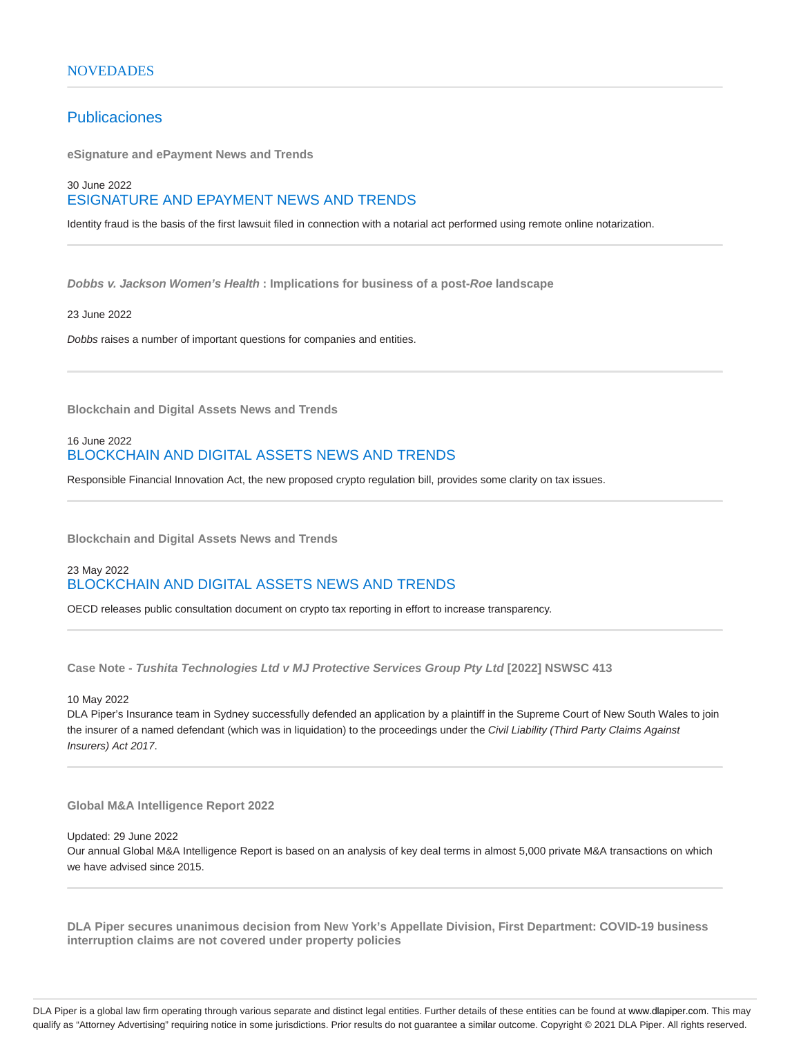## NOVEDADES

### Publicaciones

**eSignature and ePayment News and Trends**

30 June 2022

ESIGNATURE AND EPAYMENT NEWS AND TRENDS

Identity fraud is the basis of the first lawsuit filed in connection with a notarial act performed using remote online notarization.

---

***Dobbs v. Jackson Women's Health*** **: Implications for business of a post-*Roe* landscape**

23 June 2022

*Dobbs* raises a number of important questions for companies and entities.

---

**Blockchain and Digital Assets News and Trends**

16 June 2022

BLOCKCHAIN AND DIGITAL ASSETS NEWS AND TRENDS

Responsible Financial Innovation Act, the new proposed crypto regulation bill, provides some clarity on tax issues.

---

**Blockchain and Digital Assets News and Trends**

23 May 2022

BLOCKCHAIN AND DIGITAL ASSETS NEWS AND TRENDS

OECD releases public consultation document on crypto tax reporting in effort to increase transparency.

---

**Case Note - *Tushita Technologies Ltd v MJ Protective Services Group Pty Ltd* [2022] NSWSC 413**

10 May 2022

DLA Piper's Insurance team in Sydney successfully defended an application by a plaintiff in the Supreme Court of New South Wales to join the insurer of a named defendant (which was in liquidation) to the proceedings under the *Civil Liability (Third Party Claims Against Insurers) Act 2017*.

---

**Global M&A Intelligence Report 2022**

Updated: 29 June 2022

Our annual Global M&A Intelligence Report is based on an analysis of key deal terms in almost 5,000 private M&A transactions on which we have advised since 2015.

---

**DLA Piper secures unanimous decision from New York's Appellate Division, First Department: COVID-19 business interruption claims are not covered under property policies**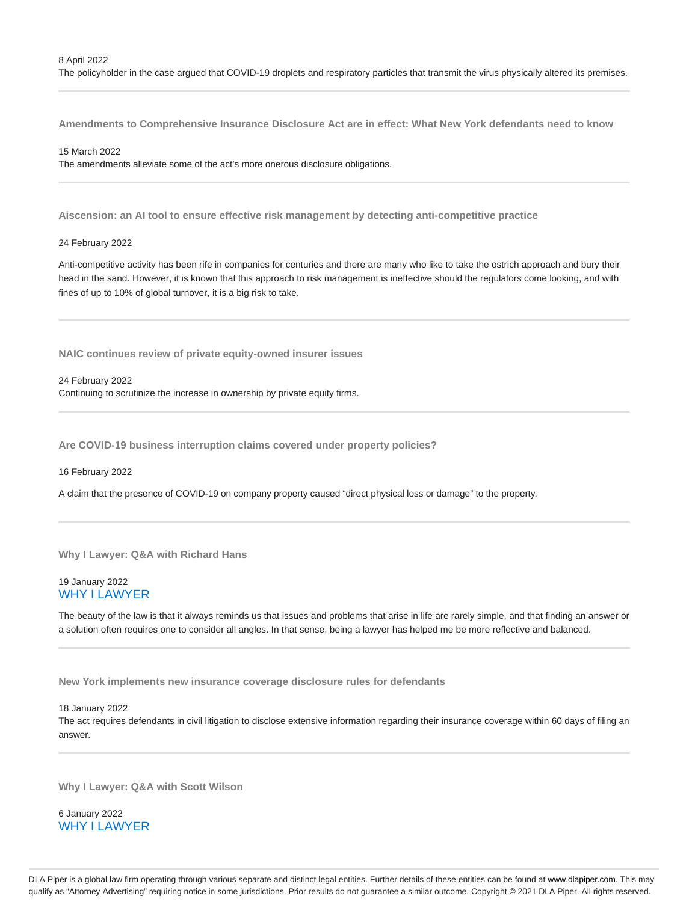8 April 2022
The policyholder in the case argued that COVID-19 droplets and respiratory particles that transmit the virus physically altered its premises.

---

### Amendments to Comprehensive Insurance Disclosure Act are in effect: What New York defendants need to know

15 March 2022
The amendments alleviate some of the act's more onerous disclosure obligations.

---

### Aiscension: an AI tool to ensure effective risk management by detecting anti-competitive practice

24 February 2022

Anti-competitive activity has been rife in companies for centuries and there are many who like to take the ostrich approach and bury their head in the sand. However, it is known that this approach to risk management is ineffective should the regulators come looking, and with fines of up to 10% of global turnover, it is a big risk to take.

---

### NAIC continues review of private equity-owned insurer issues

24 February 2022
Continuing to scrutinize the increase in ownership by private equity firms.

---

### Are COVID-19 business interruption claims covered under property policies?

16 February 2022

A claim that the presence of COVID-19 on company property caused "direct physical loss or damage" to the property.

---

### Why I Lawyer: Q&A with Richard Hans

19 January 2022
WHY I LAWYER

The beauty of the law is that it always reminds us that issues and problems that arise in life are rarely simple, and that finding an answer or a solution often requires one to consider all angles. In that sense, being a lawyer has helped me be more reflective and balanced.

---

### New York implements new insurance coverage disclosure rules for defendants

18 January 2022
The act requires defendants in civil litigation to disclose extensive information regarding their insurance coverage within 60 days of filing an answer.

---

### Why I Lawyer: Q&A with Scott Wilson

6 January 2022
WHY I LAWYER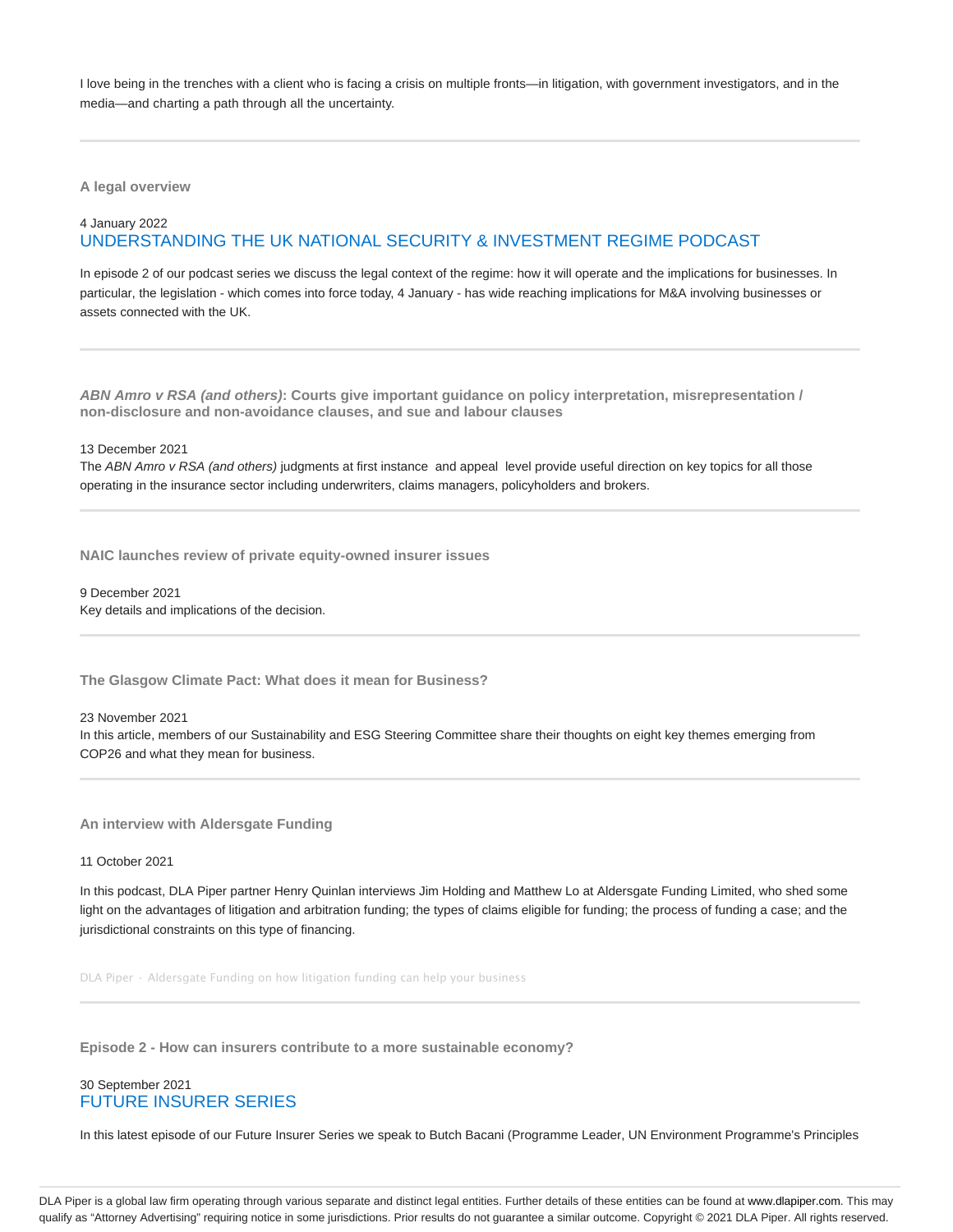I love being in the trenches with a client who is facing a crisis on multiple fronts—in litigation, with government investigators, and in the media—and charting a path through all the uncertainty.

---

**A legal overview**

4 January 2022

UNDERSTANDING THE UK NATIONAL SECURITY & INVESTMENT REGIME PODCAST

In episode 2 of our podcast series we discuss the legal context of the regime: how it will operate and the implications for businesses. In particular, the legislation - which comes into force today, 4 January - has wide reaching implications for M&A involving businesses or assets connected with the UK.

---

***ABN Amro v RSA (and others)*: Courts give important guidance on policy interpretation, misrepresentation / non-disclosure and non-avoidance clauses, and sue and labour clauses**

13 December 2021

The *ABN Amro v RSA (and others)* judgments at first instance and appeal level provide useful direction on key topics for all those operating in the insurance sector including underwriters, claims managers, policyholders and brokers.

---

**NAIC launches review of private equity-owned insurer issues**

9 December 2021

Key details and implications of the decision.

---

**The Glasgow Climate Pact: What does it mean for Business?**

23 November 2021

In this article, members of our Sustainability and ESG Steering Committee share their thoughts on eight key themes emerging from COP26 and what they mean for business.

---

**An interview with Aldersgate Funding**

11 October 2021

In this podcast, DLA Piper partner Henry Quinlan interviews Jim Holding and Matthew Lo at Aldersgate Funding Limited, who shed some light on the advantages of litigation and arbitration funding; the types of claims eligible for funding; the process of funding a case; and the jurisdictional constraints on this type of financing.

DLA Piper · Aldersgate Funding on how litigation funding can help your business

---

**Episode 2 - How can insurers contribute to a more sustainable economy?**

30 September 2021

FUTURE INSURER SERIES

In this latest episode of our Future Insurer Series we speak to Butch Bacani (Programme Leader, UN Environment Programme's Principles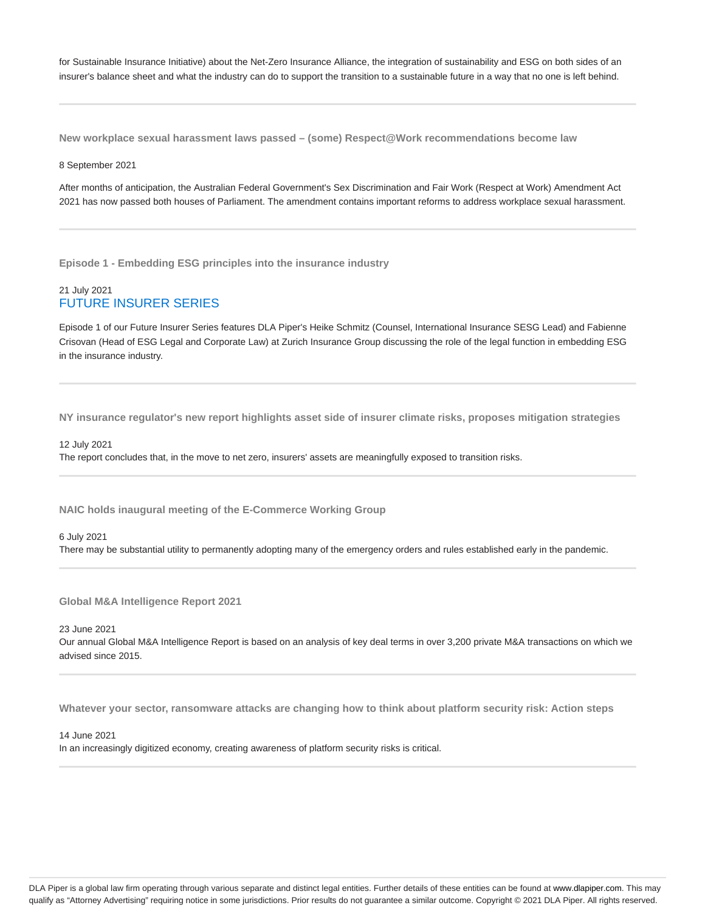for Sustainable Insurance Initiative) about the Net-Zero Insurance Alliance, the integration of sustainability and ESG on both sides of an insurer's balance sheet and what the industry can do to support the transition to a sustainable future in a way that no one is left behind.

---

**New workplace sexual harassment laws passed – (some) Respect@Work recommendations become law**

8 September 2021

After months of anticipation, the Australian Federal Government's Sex Discrimination and Fair Work (Respect at Work) Amendment Act 2021 has now passed both houses of Parliament. The amendment contains important reforms to address workplace sexual harassment.

---

**Episode 1 - Embedding ESG principles into the insurance industry**

21 July 2021
FUTURE INSURER SERIES

Episode 1 of our Future Insurer Series features DLA Piper's Heike Schmitz (Counsel, International Insurance SESG Lead) and Fabienne Crisovan (Head of ESG Legal and Corporate Law) at Zurich Insurance Group discussing the role of the legal function in embedding ESG in the insurance industry.

---

**NY insurance regulator's new report highlights asset side of insurer climate risks, proposes mitigation strategies**

12 July 2021
The report concludes that, in the move to net zero, insurers' assets are meaningfully exposed to transition risks.

---

**NAIC holds inaugural meeting of the E-Commerce Working Group**

6 July 2021
There may be substantial utility to permanently adopting many of the emergency orders and rules established early in the pandemic.

---

**Global M&A Intelligence Report 2021**

23 June 2021
Our annual Global M&A Intelligence Report is based on an analysis of key deal terms in over 3,200 private M&A transactions on which we advised since 2015.

---

**Whatever your sector, ransomware attacks are changing how to think about platform security risk: Action steps**

14 June 2021
In an increasingly digitized economy, creating awareness of platform security risks is critical.

---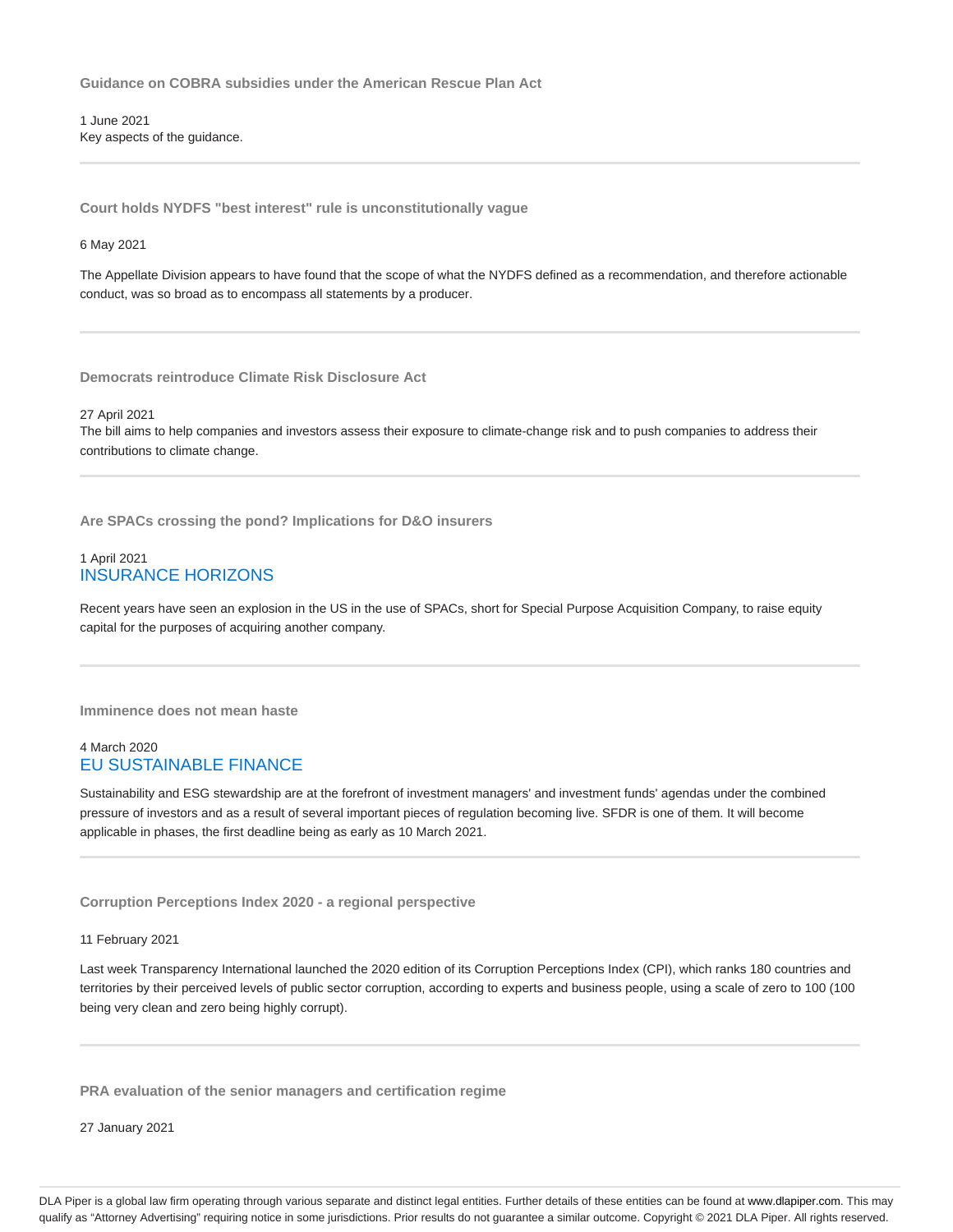### Guidance on COBRA subsidies under the American Rescue Plan Act

1 June 2021

Key aspects of the guidance.

---

### Court holds NYDFS "best interest" rule is unconstitutionally vague

6 May 2021

The Appellate Division appears to have found that the scope of what the NYDFS defined as a recommendation, and therefore actionable conduct, was so broad as to encompass all statements by a producer.

---

### Democrats reintroduce Climate Risk Disclosure Act

27 April 2021

The bill aims to help companies and investors assess their exposure to climate-change risk and to push companies to address their contributions to climate change.

---

### Are SPACs crossing the pond? Implications for D&O insurers

1 April 2021

INSURANCE HORIZONS

Recent years have seen an explosion in the US in the use of SPACs, short for Special Purpose Acquisition Company, to raise equity capital for the purposes of acquiring another company.

---

### Imminence does not mean haste

4 March 2020

EU SUSTAINABLE FINANCE

Sustainability and ESG stewardship are at the forefront of investment managers' and investment funds' agendas under the combined pressure of investors and as a result of several important pieces of regulation becoming live. SFDR is one of them. It will become applicable in phases, the first deadline being as early as 10 March 2021.

---

### Corruption Perceptions Index 2020 - a regional perspective

11 February 2021

Last week Transparency International launched the 2020 edition of its Corruption Perceptions Index (CPI), which ranks 180 countries and territories by their perceived levels of public sector corruption, according to experts and business people, using a scale of zero to 100 (100 being very clean and zero being highly corrupt).

---

### PRA evaluation of the senior managers and certification regime

27 January 2021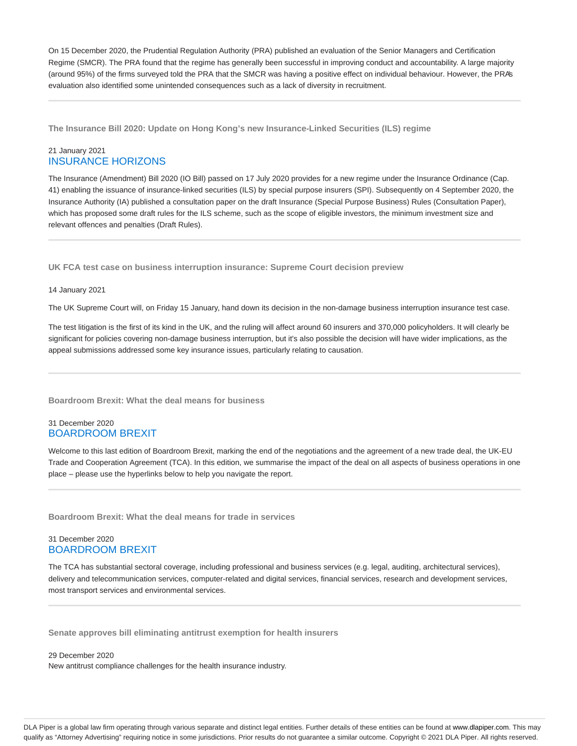On 15 December 2020, the Prudential Regulation Authority (PRA) published an evaluation of the Senior Managers and Certification Regime (SMCR). The PRA found that the regime has generally been successful in improving conduct and accountability. A large majority (around 95%) of the firms surveyed told the PRA that the SMCR was having a positive effect on individual behaviour. However, the PRA's evaluation also identified some unintended consequences such as a lack of diversity in recruitment.

---

### The Insurance Bill 2020: Update on Hong Kong's new Insurance-Linked Securities (ILS) regime

21 January 2021
INSURANCE HORIZONS

The Insurance (Amendment) Bill 2020 (IO Bill) passed on 17 July 2020 provides for a new regime under the Insurance Ordinance (Cap. 41) enabling the issuance of insurance-linked securities (ILS) by special purpose insurers (SPI). Subsequently on 4 September 2020, the Insurance Authority (IA) published a consultation paper on the draft Insurance (Special Purpose Business) Rules (Consultation Paper), which has proposed some draft rules for the ILS scheme, such as the scope of eligible investors, the minimum investment size and relevant offences and penalties (Draft Rules).

---

### UK FCA test case on business interruption insurance: Supreme Court decision preview

14 January 2021

The UK Supreme Court will, on Friday 15 January, hand down its decision in the non-damage business interruption insurance test case.

The test litigation is the first of its kind in the UK, and the ruling will affect around 60 insurers and 370,000 policyholders. It will clearly be significant for policies covering non-damage business interruption, but it's also possible the decision will have wider implications, as the appeal submissions addressed some key insurance issues, particularly relating to causation.

---

### Boardroom Brexit: What the deal means for business

31 December 2020
BOARDROOM BREXIT

Welcome to this last edition of Boardroom Brexit, marking the end of the negotiations and the agreement of a new trade deal, the UK-EU Trade and Cooperation Agreement (TCA). In this edition, we summarise the impact of the deal on all aspects of business operations in one place – please use the hyperlinks below to help you navigate the report.

---

### Boardroom Brexit: What the deal means for trade in services

31 December 2020
BOARDROOM BREXIT

The TCA has substantial sectoral coverage, including professional and business services (e.g. legal, auditing, architectural services), delivery and telecommunication services, computer-related and digital services, financial services, research and development services, most transport services and environmental services.

---

### Senate approves bill eliminating antitrust exemption for health insurers

29 December 2020
New antitrust compliance challenges for the health insurance industry.

DLA Piper is a global law firm operating through various separate and distinct legal entities. Further details of these entities can be found at www.dlapiper.com. This may qualify as "Attorney Advertising" requiring notice in some jurisdictions. Prior results do not guarantee a similar outcome. Copyright © 2021 DLA Piper. All rights reserved.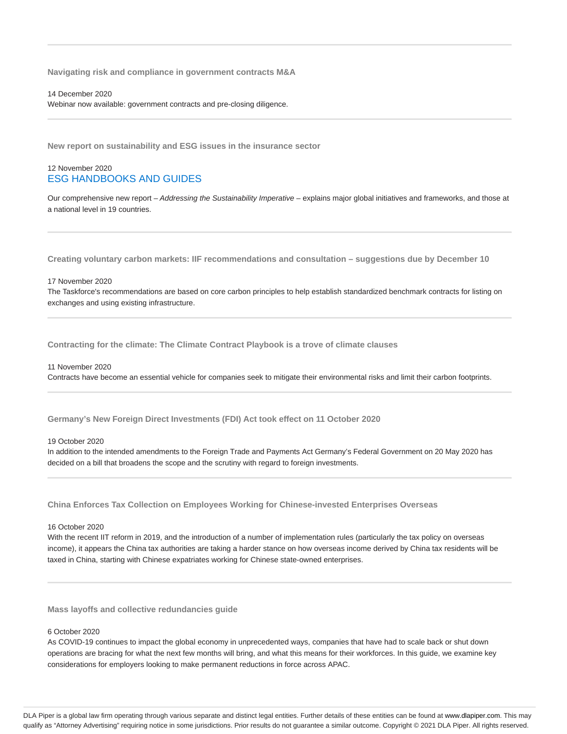### Navigating risk and compliance in government contracts M&A

14 December 2020
Webinar now available: government contracts and pre-closing diligence.

### New report on sustainability and ESG issues in the insurance sector

12 November 2020
ESG HANDBOOKS AND GUIDES

Our comprehensive new report – *Addressing the Sustainability Imperative* – explains major global initiatives and frameworks, and those at a national level in 19 countries.

### Creating voluntary carbon markets: IIF recommendations and consultation – suggestions due by December 10

17 November 2020
The Taskforce's recommendations are based on core carbon principles to help establish standardized benchmark contracts for listing on exchanges and using existing infrastructure.

### Contracting for the climate: The Climate Contract Playbook is a trove of climate clauses

11 November 2020
Contracts have become an essential vehicle for companies seek to mitigate their environmental risks and limit their carbon footprints.

### Germany's New Foreign Direct Investments (FDI) Act took effect on 11 October 2020

19 October 2020
In addition to the intended amendments to the Foreign Trade and Payments Act Germany's Federal Government on 20 May 2020 has decided on a bill that broadens the scope and the scrutiny with regard to foreign investments.

### China Enforces Tax Collection on Employees Working for Chinese-invested Enterprises Overseas

16 October 2020
With the recent IIT reform in 2019, and the introduction of a number of implementation rules (particularly the tax policy on overseas income), it appears the China tax authorities are taking a harder stance on how overseas income derived by China tax residents will be taxed in China, starting with Chinese expatriates working for Chinese state-owned enterprises.

### Mass layoffs and collective redundancies guide

6 October 2020
As COVID-19 continues to impact the global economy in unprecedented ways, companies that have had to scale back or shut down operations are bracing for what the next few months will bring, and what this means for their workforces. In this guide, we examine key considerations for employers looking to make permanent reductions in force across APAC.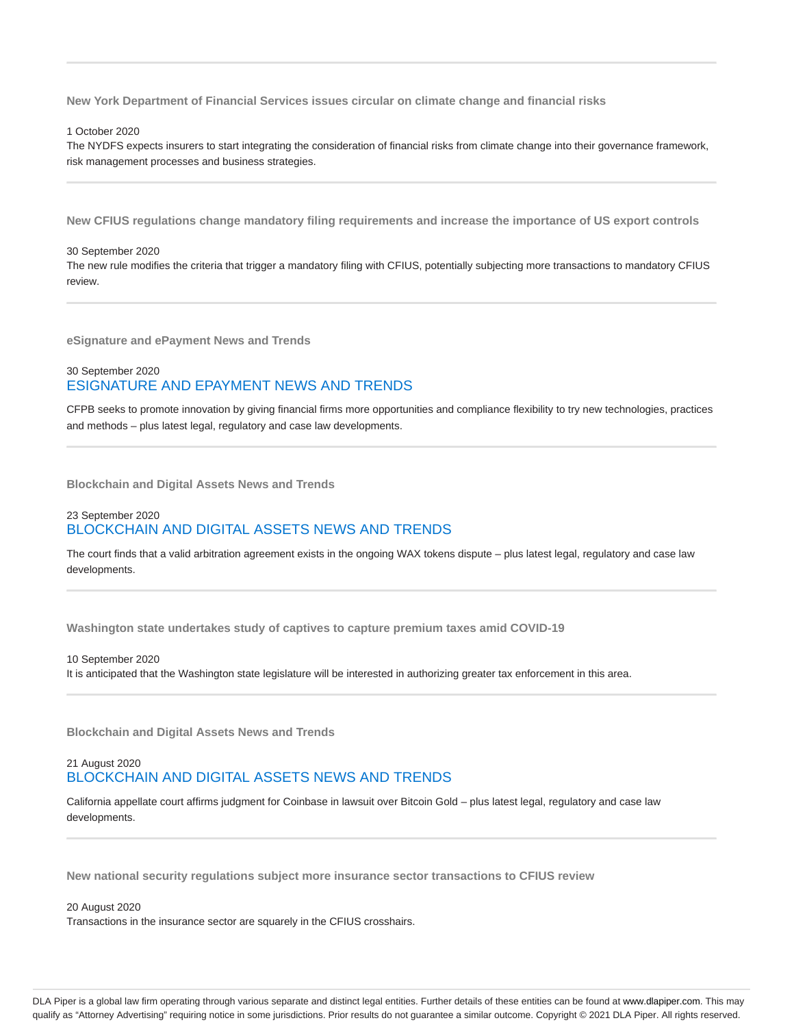---

**New York Department of Financial Services issues circular on climate change and financial risks**

1 October 2020

The NYDFS expects insurers to start integrating the consideration of financial risks from climate change into their governance framework, risk management processes and business strategies.

---

**New CFIUS regulations change mandatory filing requirements and increase the importance of US export controls**

30 September 2020

The new rule modifies the criteria that trigger a mandatory filing with CFIUS, potentially subjecting more transactions to mandatory CFIUS review.

---

**eSignature and ePayment News and Trends**

30 September 2020

ESIGNATURE AND EPAYMENT NEWS AND TRENDS

CFPB seeks to promote innovation by giving financial firms more opportunities and compliance flexibility to try new technologies, practices and methods – plus latest legal, regulatory and case law developments.

---

**Blockchain and Digital Assets News and Trends**

23 September 2020

BLOCKCHAIN AND DIGITAL ASSETS NEWS AND TRENDS

The court finds that a valid arbitration agreement exists in the ongoing WAX tokens dispute – plus latest legal, regulatory and case law developments.

---

**Washington state undertakes study of captives to capture premium taxes amid COVID-19**

10 September 2020

It is anticipated that the Washington state legislature will be interested in authorizing greater tax enforcement in this area.

---

**Blockchain and Digital Assets News and Trends**

21 August 2020

BLOCKCHAIN AND DIGITAL ASSETS NEWS AND TRENDS

California appellate court affirms judgment for Coinbase in lawsuit over Bitcoin Gold – plus latest legal, regulatory and case law developments.

---

**New national security regulations subject more insurance sector transactions to CFIUS review**

20 August 2020

Transactions in the insurance sector are squarely in the CFIUS crosshairs.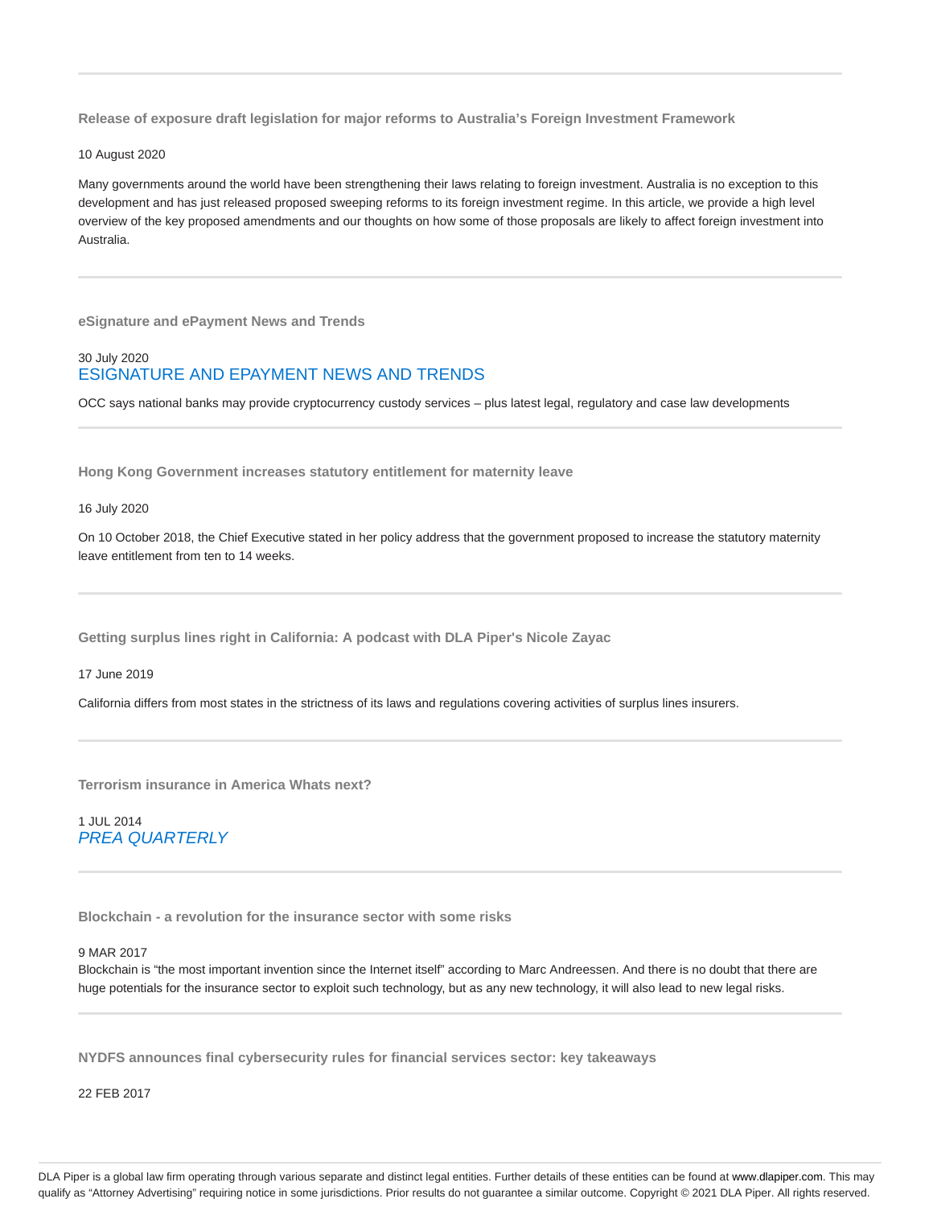### Release of exposure draft legislation for major reforms to Australia's Foreign Investment Framework

10 August 2020

Many governments around the world have been strengthening their laws relating to foreign investment. Australia is no exception to this development and has just released proposed sweeping reforms to its foreign investment regime. In this article, we provide a high level overview of the key proposed amendments and our thoughts on how some of those proposals are likely to affect foreign investment into Australia.

---

### eSignature and ePayment News and Trends

30 July 2020
ESIGNATURE AND EPAYMENT NEWS AND TRENDS

OCC says national banks may provide cryptocurrency custody services – plus latest legal, regulatory and case law developments

---

### Hong Kong Government increases statutory entitlement for maternity leave

16 July 2020

On 10 October 2018, the Chief Executive stated in her policy address that the government proposed to increase the statutory maternity leave entitlement from ten to 14 weeks.

---

### Getting surplus lines right in California: A podcast with DLA Piper's Nicole Zayac

17 June 2019

California differs from most states in the strictness of its laws and regulations covering activities of surplus lines insurers.

---

### Terrorism insurance in America Whats next?

1 JUL 2014
*PREA QUARTERLY*

---

### Blockchain - a revolution for the insurance sector with some risks

9 MAR 2017
Blockchain is "the most important invention since the Internet itself" according to Marc Andreessen. And there is no doubt that there are huge potentials for the insurance sector to exploit such technology, but as any new technology, it will also lead to new legal risks.

---

### NYDFS announces final cybersecurity rules for financial services sector: key takeaways

22 FEB 2017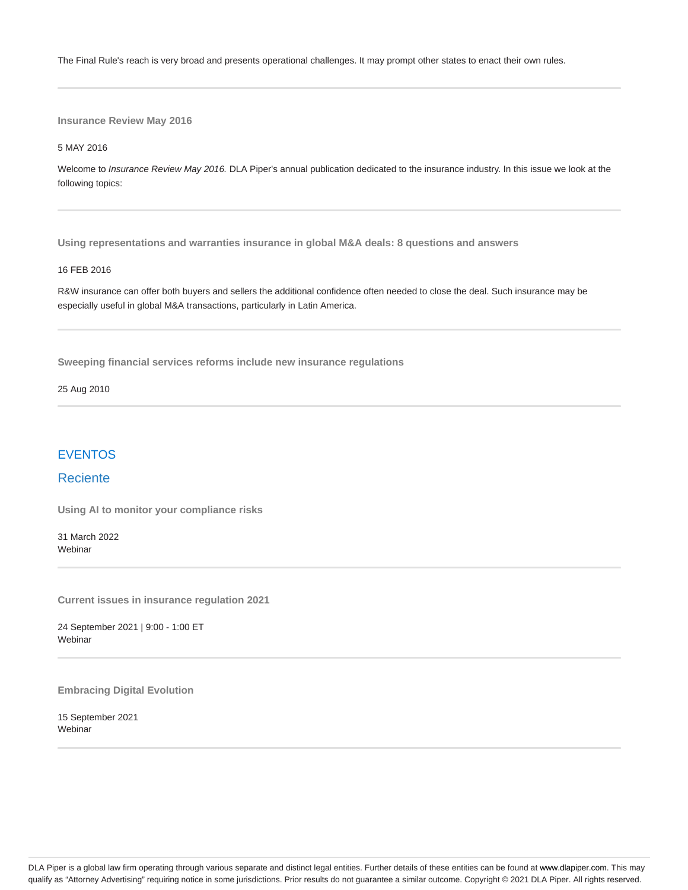The Final Rule's reach is very broad and presents operational challenges. It may prompt other states to enact their own rules.

---

**Insurance Review May 2016**

5 MAY 2016

Welcome to *Insurance Review May 2016.* DLA Piper's annual publication dedicated to the insurance industry. In this issue we look at the following topics:

---

**Using representations and warranties insurance in global M&A deals: 8 questions and answers**

16 FEB 2016

R&W insurance can offer both buyers and sellers the additional confidence often needed to close the deal. Such insurance may be especially useful in global M&A transactions, particularly in Latin America.

---

**Sweeping financial services reforms include new insurance regulations**

25 Aug 2010

---

## EVENTOS

### Reciente

**Using AI to monitor your compliance risks**

31 March 2022
Webinar

---

**Current issues in insurance regulation 2021**

24 September 2021 | 9:00 - 1:00 ET
Webinar

---

**Embracing Digital Evolution**

15 September 2021
Webinar

---

DLA Piper is a global law firm operating through various separate and distinct legal entities. Further details of these entities can be found at www.dlapiper.com. This may qualify as "Attorney Advertising" requiring notice in some jurisdictions. Prior results do not guarantee a similar outcome. Copyright © 2021 DLA Piper. All rights reserved.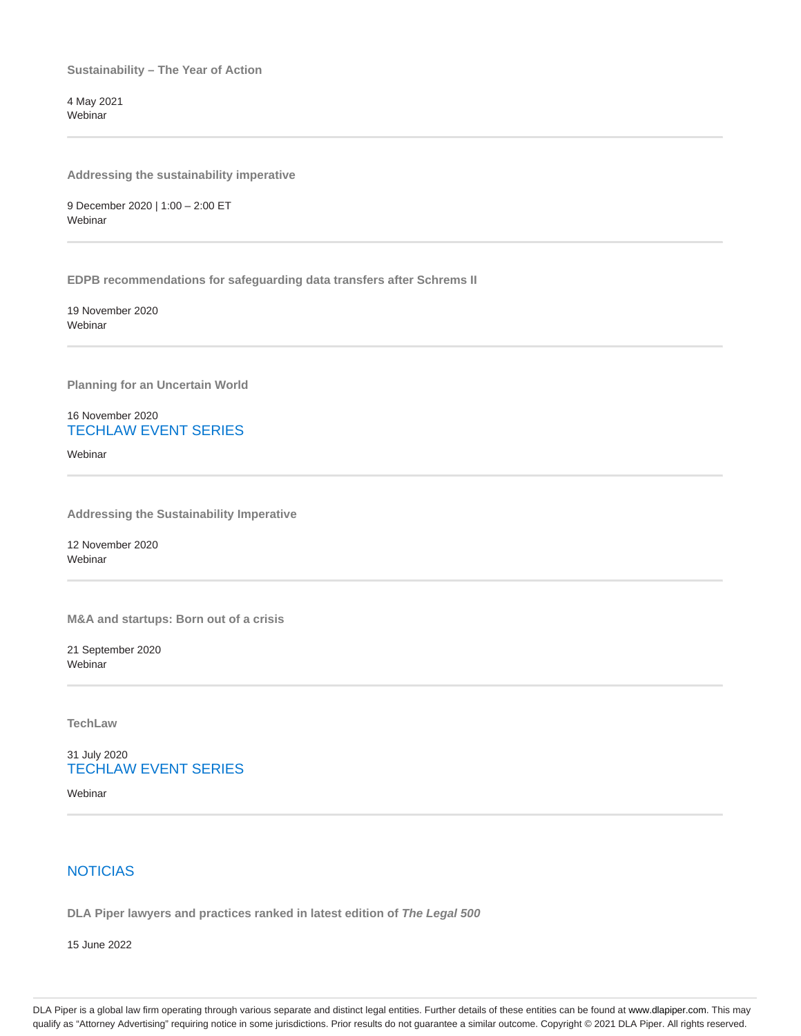**Sustainability – The Year of Action**

4 May 2021
Webinar

---

**Addressing the sustainability imperative**

9 December 2020 | 1:00 – 2:00 ET
Webinar

---

**EDPB recommendations for safeguarding data transfers after Schrems II**

19 November 2020
Webinar

---

**Planning for an Uncertain World**

16 November 2020
TECHLAW EVENT SERIES

Webinar

---

**Addressing the Sustainability Imperative**

12 November 2020
Webinar

---

**M&A and startups: Born out of a crisis**

21 September 2020
Webinar

---

**TechLaw**

31 July 2020
TECHLAW EVENT SERIES

Webinar

---

## NOTICIAS

**DLA Piper lawyers and practices ranked in latest edition of *The Legal 500***

15 June 2022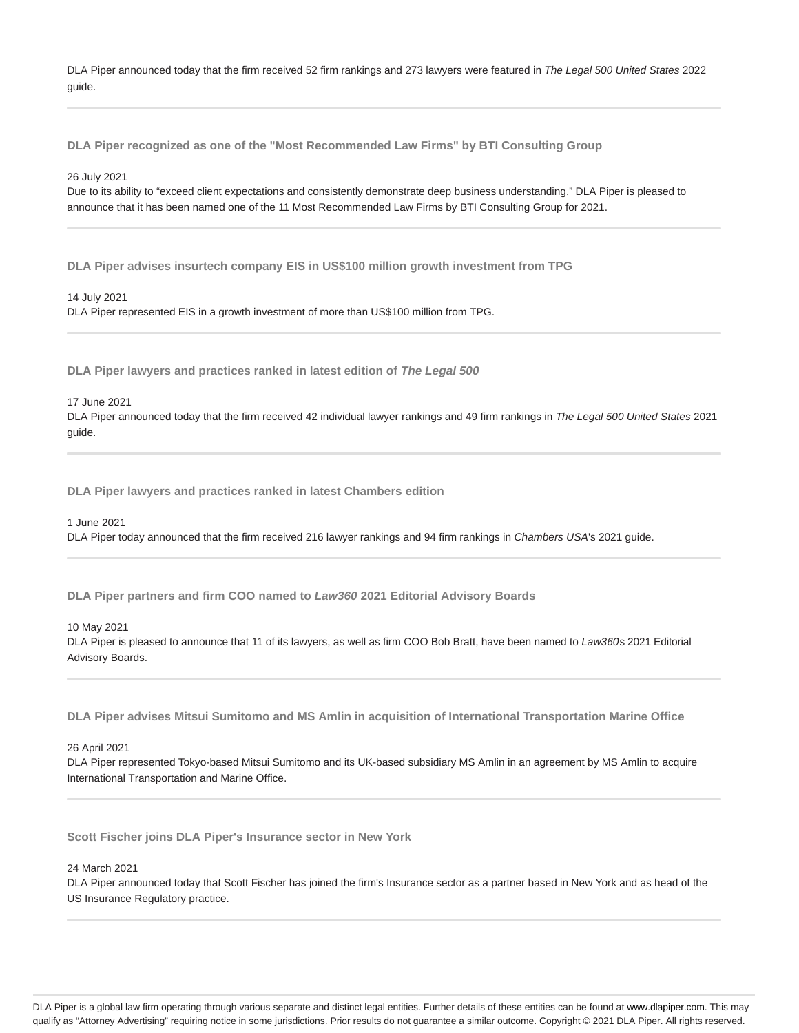DLA Piper announced today that the firm received 52 firm rankings and 273 lawyers were featured in *The Legal 500 United States* 2022 guide.

---

**DLA Piper recognized as one of the "Most Recommended Law Firms" by BTI Consulting Group**

26 July 2021
Due to its ability to "exceed client expectations and consistently demonstrate deep business understanding," DLA Piper is pleased to announce that it has been named one of the 11 Most Recommended Law Firms by BTI Consulting Group for 2021.

---

**DLA Piper advises insurtech company EIS in US$100 million growth investment from TPG**

14 July 2021
DLA Piper represented EIS in a growth investment of more than US$100 million from TPG.

---

**DLA Piper lawyers and practices ranked in latest edition of *The Legal 500***

17 June 2021
DLA Piper announced today that the firm received 42 individual lawyer rankings and 49 firm rankings in *The Legal 500 United States* 2021 guide.

---

**DLA Piper lawyers and practices ranked in latest Chambers edition**

1 June 2021
DLA Piper today announced that the firm received 216 lawyer rankings and 94 firm rankings in *Chambers USA*'s 2021 guide.

---

**DLA Piper partners and firm COO named to *Law360* 2021 Editorial Advisory Boards**

10 May 2021
DLA Piper is pleased to announce that 11 of its lawyers, as well as firm COO Bob Bratt, have been named to *Law360*s 2021 Editorial Advisory Boards.

---

**DLA Piper advises Mitsui Sumitomo and MS Amlin in acquisition of International Transportation Marine Office**

26 April 2021
DLA Piper represented Tokyo-based Mitsui Sumitomo and its UK-based subsidiary MS Amlin in an agreement by MS Amlin to acquire International Transportation and Marine Office.

---

**Scott Fischer joins DLA Piper's Insurance sector in New York**

24 March 2021
DLA Piper announced today that Scott Fischer has joined the firm's Insurance sector as a partner based in New York and as head of the US Insurance Regulatory practice.

---

DLA Piper is a global law firm operating through various separate and distinct legal entities. Further details of these entities can be found at www.dlapiper.com. This may qualify as "Attorney Advertising" requiring notice in some jurisdictions. Prior results do not guarantee a similar outcome. Copyright © 2021 DLA Piper. All rights reserved.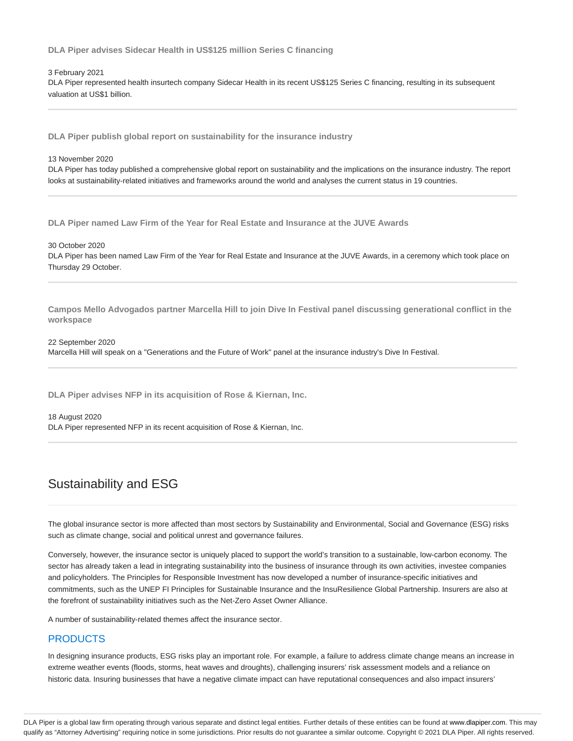**DLA Piper advises Sidecar Health in US$125 million Series C financing**

3 February 2021

DLA Piper represented health insurtech company Sidecar Health in its recent US$125 Series C financing, resulting in its subsequent valuation at US$1 billion.

---

**DLA Piper publish global report on sustainability for the insurance industry**

13 November 2020

DLA Piper has today published a comprehensive global report on sustainability and the implications on the insurance industry. The report looks at sustainability-related initiatives and frameworks around the world and analyses the current status in 19 countries.

---

**DLA Piper named Law Firm of the Year for Real Estate and Insurance at the JUVE Awards**

30 October 2020

DLA Piper has been named Law Firm of the Year for Real Estate and Insurance at the JUVE Awards, in a ceremony which took place on Thursday 29 October.

---

**Campos Mello Advogados partner Marcella Hill to join Dive In Festival panel discussing generational conflict in the workspace**

22 September 2020

Marcella Hill will speak on a "Generations and the Future of Work" panel at the insurance industry's Dive In Festival.

---

**DLA Piper advises NFP in its acquisition of Rose & Kiernan, Inc.**

18 August 2020

DLA Piper represented NFP in its recent acquisition of Rose & Kiernan, Inc.

---

## Sustainability and ESG

The global insurance sector is more affected than most sectors by Sustainability and Environmental, Social and Governance (ESG) risks such as climate change, social and political unrest and governance failures.

Conversely, however, the insurance sector is uniquely placed to support the world's transition to a sustainable, low-carbon economy. The sector has already taken a lead in integrating sustainability into the business of insurance through its own activities, investee companies and policyholders. The Principles for Responsible Investment has now developed a number of insurance-specific initiatives and commitments, such as the UNEP FI Principles for Sustainable Insurance and the InsuResilience Global Partnership. Insurers are also at the forefront of sustainability initiatives such as the Net-Zero Asset Owner Alliance.

A number of sustainability-related themes affect the insurance sector.

### PRODUCTS

In designing insurance products, ESG risks play an important role. For example, a failure to address climate change means an increase in extreme weather events (floods, storms, heat waves and droughts), challenging insurers' risk assessment models and a reliance on historic data. Insuring businesses that have a negative climate impact can have reputational consequences and also impact insurers'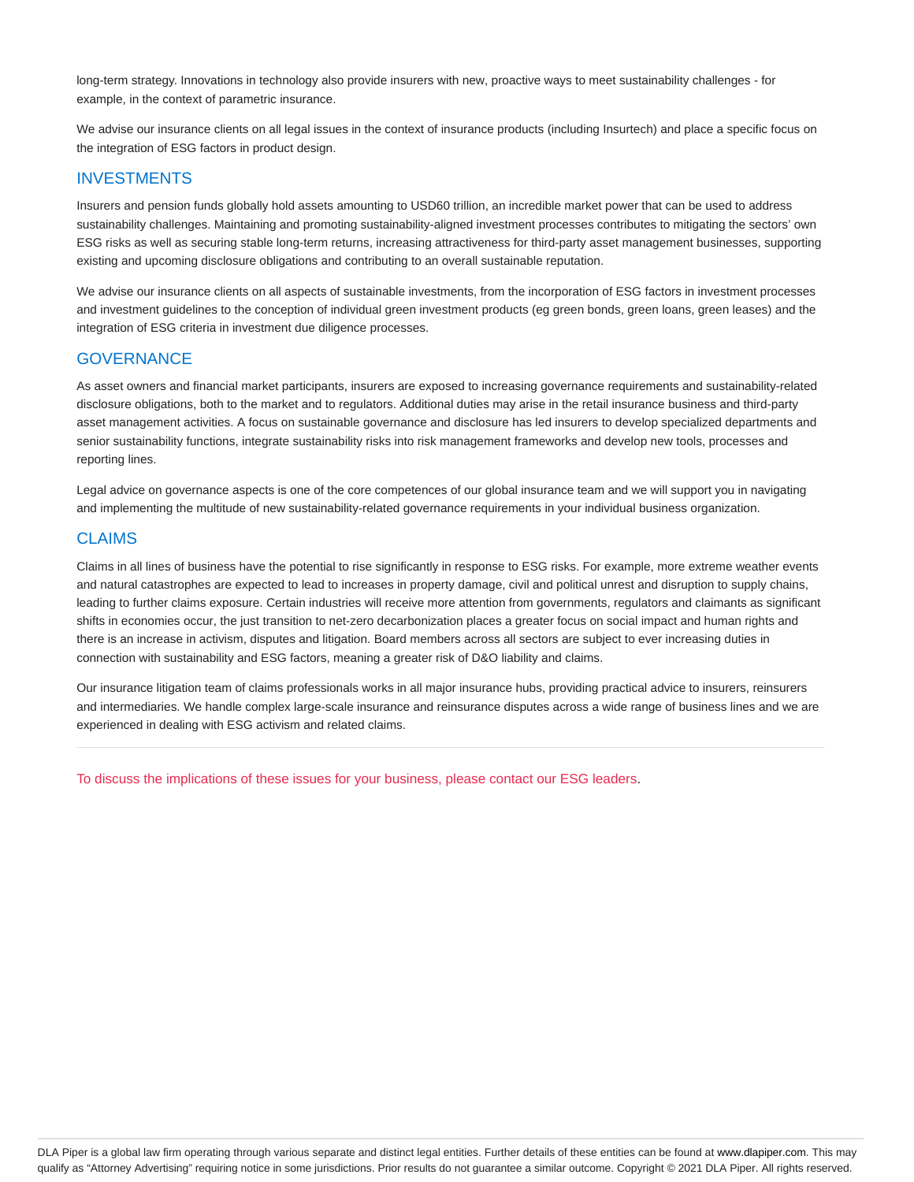long-term strategy. Innovations in technology also provide insurers with new, proactive ways to meet sustainability challenges - for example, in the context of parametric insurance.

We advise our insurance clients on all legal issues in the context of insurance products (including Insurtech) and place a specific focus on the integration of ESG factors in product design.

## INVESTMENTS

Insurers and pension funds globally hold assets amounting to USD60 trillion, an incredible market power that can be used to address sustainability challenges. Maintaining and promoting sustainability-aligned investment processes contributes to mitigating the sectors' own ESG risks as well as securing stable long-term returns, increasing attractiveness for third-party asset management businesses, supporting existing and upcoming disclosure obligations and contributing to an overall sustainable reputation.

We advise our insurance clients on all aspects of sustainable investments, from the incorporation of ESG factors in investment processes and investment guidelines to the conception of individual green investment products (eg green bonds, green loans, green leases) and the integration of ESG criteria in investment due diligence processes.

## GOVERNANCE

As asset owners and financial market participants, insurers are exposed to increasing governance requirements and sustainability-related disclosure obligations, both to the market and to regulators. Additional duties may arise in the retail insurance business and third-party asset management activities. A focus on sustainable governance and disclosure has led insurers to develop specialized departments and senior sustainability functions, integrate sustainability risks into risk management frameworks and develop new tools, processes and reporting lines.

Legal advice on governance aspects is one of the core competences of our global insurance team and we will support you in navigating and implementing the multitude of new sustainability-related governance requirements in your individual business organization.

## CLAIMS

Claims in all lines of business have the potential to rise significantly in response to ESG risks. For example, more extreme weather events and natural catastrophes are expected to lead to increases in property damage, civil and political unrest and disruption to supply chains, leading to further claims exposure. Certain industries will receive more attention from governments, regulators and claimants as significant shifts in economies occur, the just transition to net-zero decarbonization places a greater focus on social impact and human rights and there is an increase in activism, disputes and litigation. Board members across all sectors are subject to ever increasing duties in connection with sustainability and ESG factors, meaning a greater risk of D&O liability and claims.

Our insurance litigation team of claims professionals works in all major insurance hubs, providing practical advice to insurers, reinsurers and intermediaries. We handle complex large-scale insurance and reinsurance disputes across a wide range of business lines and we are experienced in dealing with ESG activism and related claims.

---

To discuss the implications of these issues for your business, please contact our ESG leaders.

DLA Piper is a global law firm operating through various separate and distinct legal entities. Further details of these entities can be found at www.dlapiper.com. This may qualify as "Attorney Advertising" requiring notice in some jurisdictions. Prior results do not guarantee a similar outcome. Copyright © 2021 DLA Piper. All rights reserved.